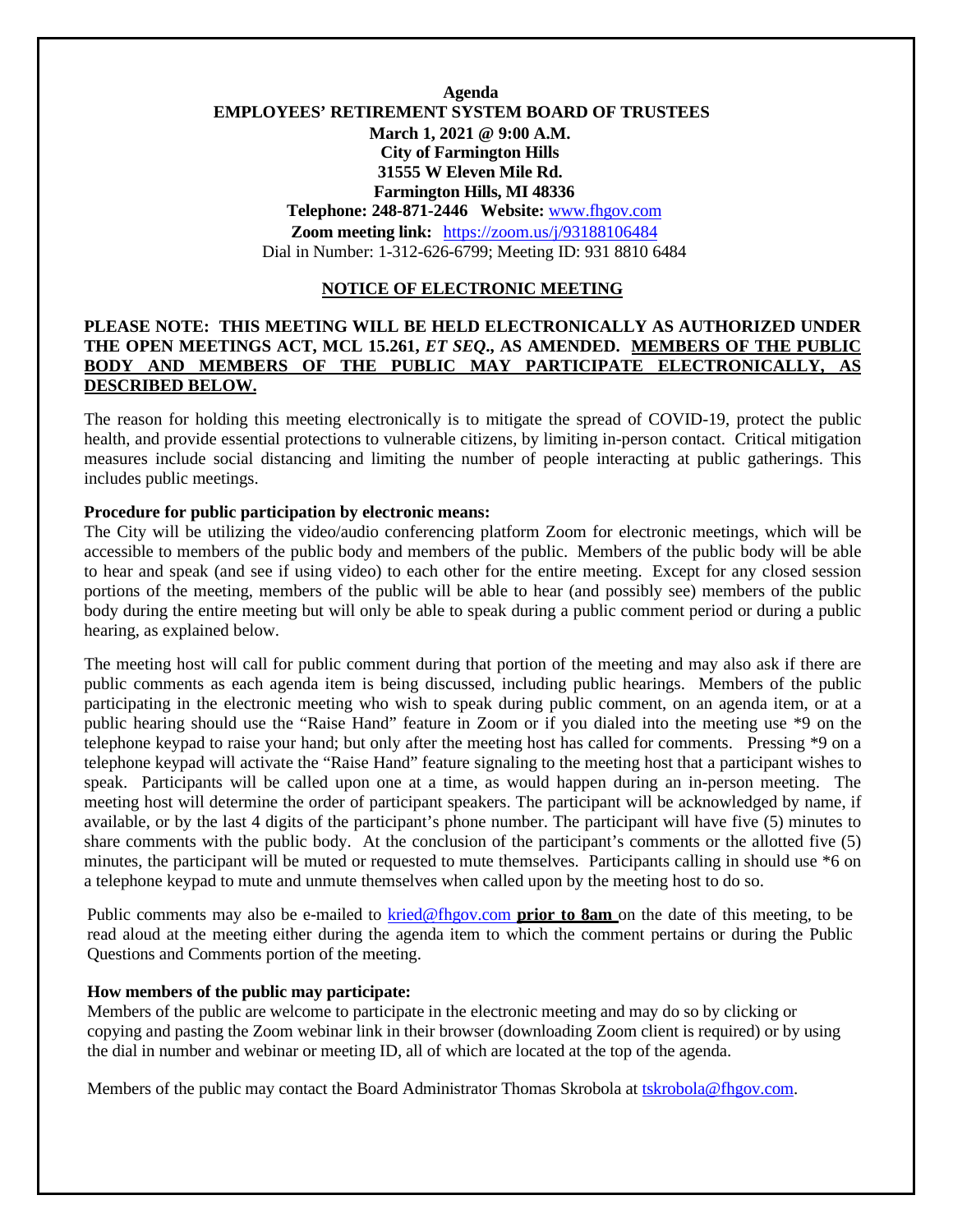**Agenda**
**EMPLOYEES' RETIREMENT SYSTEM BOARD OF TRUSTEES**
**March 1, 2021 @ 9:00 A.M.**
**City of Farmington Hills**
**31555 W Eleven Mile Rd.**
**Farmington Hills, MI 48336**
**Telephone: 248-871-2446 Website:** www.fhgov.com
**Zoom meeting link:** https://zoom.us/j/93188106484
Dial in Number: 1-312-626-6799; Meeting ID: 931 8810 6484

## NOTICE OF ELECTRONIC MEETING

**PLEASE NOTE: THIS MEETING WILL BE HELD ELECTRONICALLY AS AUTHORIZED UNDER THE OPEN MEETINGS ACT, MCL 15.261, *ET SEQ*., AS AMENDED. MEMBERS OF THE PUBLIC BODY AND MEMBERS OF THE PUBLIC MAY PARTICIPATE ELECTRONICALLY, AS DESCRIBED BELOW.**

The reason for holding this meeting electronically is to mitigate the spread of COVID-19, protect the public health, and provide essential protections to vulnerable citizens, by limiting in-person contact. Critical mitigation measures include social distancing and limiting the number of people interacting at public gatherings. This includes public meetings.

**Procedure for public participation by electronic means:**
The City will be utilizing the video/audio conferencing platform Zoom for electronic meetings, which will be accessible to members of the public body and members of the public. Members of the public body will be able to hear and speak (and see if using video) to each other for the entire meeting. Except for any closed session portions of the meeting, members of the public will be able to hear (and possibly see) members of the public body during the entire meeting but will only be able to speak during a public comment period or during a public hearing, as explained below.

The meeting host will call for public comment during that portion of the meeting and may also ask if there are public comments as each agenda item is being discussed, including public hearings. Members of the public participating in the electronic meeting who wish to speak during public comment, on an agenda item, or at a public hearing should use the "Raise Hand" feature in Zoom or if you dialed into the meeting use *9 on the telephone keypad to raise your hand; but only after the meeting host has called for comments. Pressing *9 on a telephone keypad will activate the "Raise Hand" feature signaling to the meeting host that a participant wishes to speak. Participants will be called upon one at a time, as would happen during an in-person meeting. The meeting host will determine the order of participant speakers. The participant will be acknowledged by name, if available, or by the last 4 digits of the participant's phone number. The participant will have five (5) minutes to share comments with the public body. At the conclusion of the participant's comments or the allotted five (5) minutes, the participant will be muted or requested to mute themselves. Participants calling in should use *6 on a telephone keypad to mute and unmute themselves when called upon by the meeting host to do so.

Public comments may also be e-mailed to kried@fhgov.com **prior to 8am** on the date of this meeting, to be read aloud at the meeting either during the agenda item to which the comment pertains or during the Public Questions and Comments portion of the meeting.

**How members of the public may participate:**
Members of the public are welcome to participate in the electronic meeting and may do so by clicking or copying and pasting the Zoom webinar link in their browser (downloading Zoom client is required) or by using the dial in number and webinar or meeting ID, all of which are located at the top of the agenda.

Members of the public may contact the Board Administrator Thomas Skrobola at tskrobola@fhgov.com.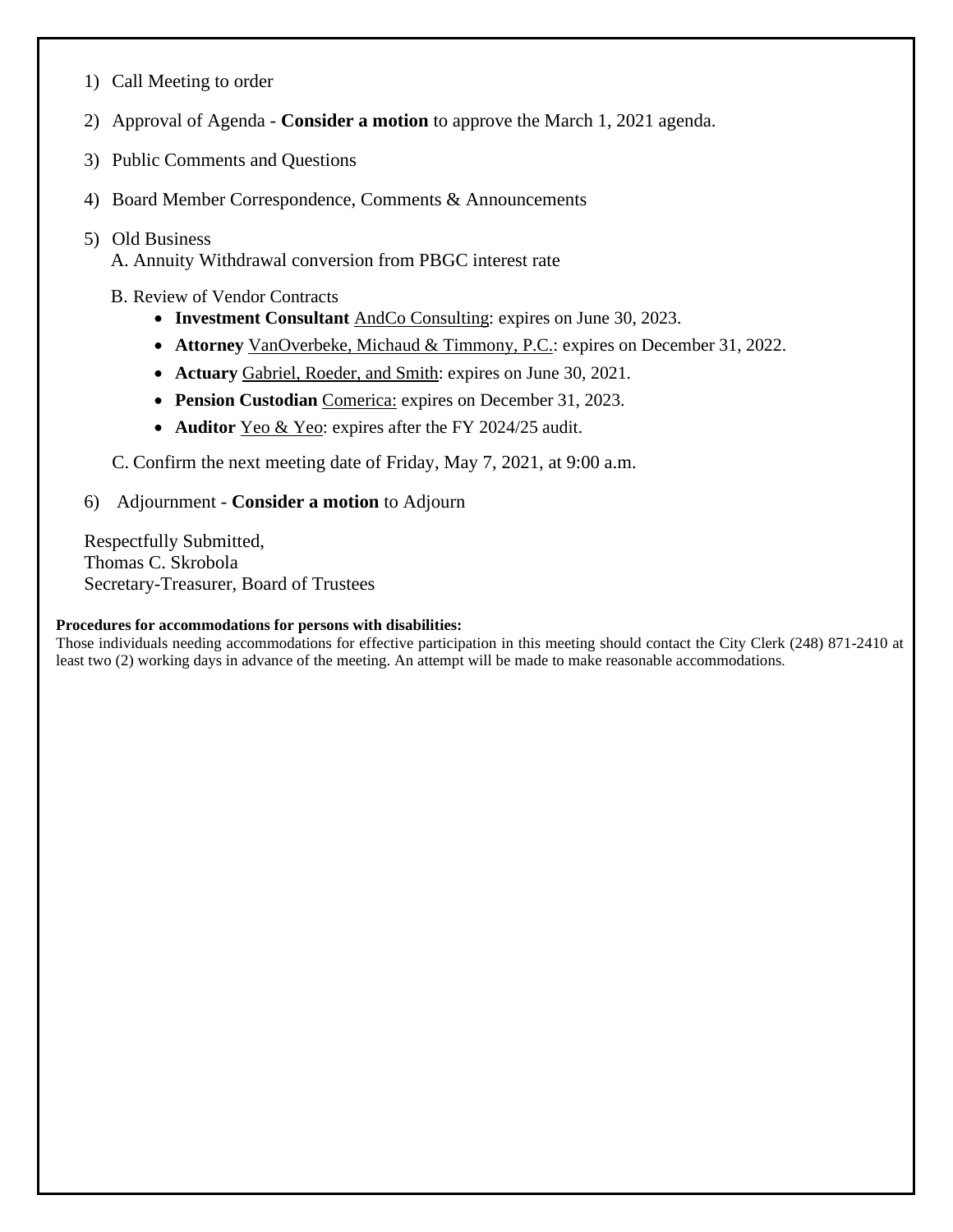1) Call Meeting to order

2) Approval of Agenda - **Consider a motion** to approve the March 1, 2021 agenda.

3) Public Comments and Questions

4) Board Member Correspondence, Comments & Announcements

5) Old Business

   A. Annuity Withdrawal conversion from PBGC interest rate

   B. Review of Vendor Contracts

   - **Investment Consultant** AndCo Consulting: expires on June 30, 2023.
   - **Attorney** VanOverbeke, Michaud & Timmony, P.C.: expires on December 31, 2022.
   - **Actuary** Gabriel, Roeder, and Smith: expires on June 30, 2021.
   - **Pension Custodian** Comerica: expires on December 31, 2023.
   - **Auditor** Yeo & Yeo: expires after the FY 2024/25 audit.

   C. Confirm the next meeting date of Friday, May 7, 2021, at 9:00 a.m.

6) Adjournment - **Consider a motion** to Adjourn

Respectfully Submitted,
Thomas C. Skrobola
Secretary-Treasurer, Board of Trustees

**Procedures for accommodations for persons with disabilities:**
Those individuals needing accommodations for effective participation in this meeting should contact the City Clerk (248) 871-2410 at least two (2) working days in advance of the meeting. An attempt will be made to make reasonable accommodations.